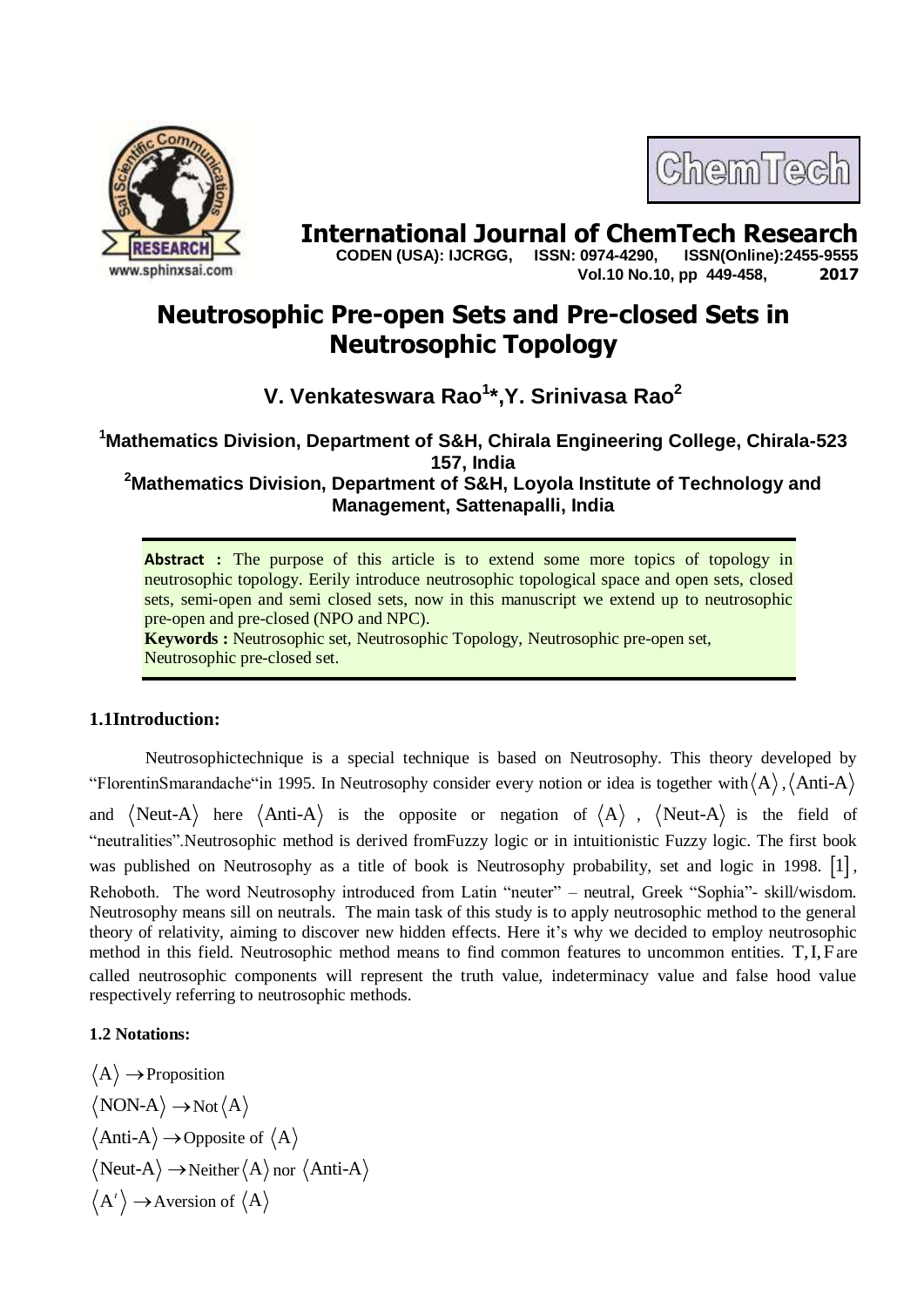# Neutrosophic Pre-open Sets and Pre-closed Sets in Neutrosophic Topology

**V. Venkateswara Rao[1]\*, Y. Srinivasa Rao[2]**

[1]Mathematics Division, Department of S&H, Chirala Engineering College, Chirala-523 157, India

[2]Mathematics Division, Department of S&H, Loyola Institute of Technology and Management, Sattenapalli, India

**Abstract :** The purpose of this article is to extend some more topics of topology in neutrosophic topology. Eerily introduce neutrosophic topological space and open sets, closed sets, semi-open and semi closed sets, now in this manuscript we extend up to neutrosophic pre-open and pre-closed (NPO and NPC).

**Keywords :** Neutrosophic set, Neutrosophic Topology, Neutrosophic pre-open set, Neutrosophic pre-closed set.

## 1.1Introduction:

Neutrosophictechnique is a special technique is based on Neutrosophy. This theory developed by "FlorentinSmarandache"in 1995. In Neutrosophy consider every notion or idea is together with $\langle \text{A} \rangle, \langle \text{Anti-A} \rangle$ and $\langle \text{Neut-A} \rangle$ here $\langle \text{Anti-A} \rangle$ is the opposite or negation of $\langle \text{A} \rangle$ , $\langle \text{Neut-A} \rangle$ is the field of "neutralities".Neutrosophic method is derived fromFuzzy logic or in intuitionistic Fuzzy logic. The first book was published on Neutrosophy as a title of book is Neutrosophy probability, set and logic in 1998. [1], Rehoboth. The word Neutrosophy introduced from Latin "neuter" – neutral, Greek "Sophia"- skill/wisdom. Neutrosophy means sill on neutrals. The main task of this study is to apply neutrosophic method to the general theory of relativity, aiming to discover new hidden effects. Here it's why we decided to employ neutrosophic method in this field. Neutrosophic method means to find common features to uncommon entities. $\text{T}, \text{I}, \text{F}$ are called neutrosophic components will represent the truth value, indeterminacy value and false hood value respectively referring to neutrosophic methods.

### 1.2 Notations:

$\langle \text{A} \rangle \rightarrow$ Proposition

$\langle \text{NON-A} \rangle \rightarrow$ Not $\langle \text{A} \rangle$

$\langle \text{Anti-A} \rangle \rightarrow$ Opposite of $\langle \text{A} \rangle$

$\langle \text{Neut-A} \rangle \rightarrow$ Neither $\langle \text{A} \rangle$ nor $\langle \text{Anti-A} \rangle$

$\langle \text{A}' \rangle \rightarrow$ Aversion of $\langle \text{A} \rangle$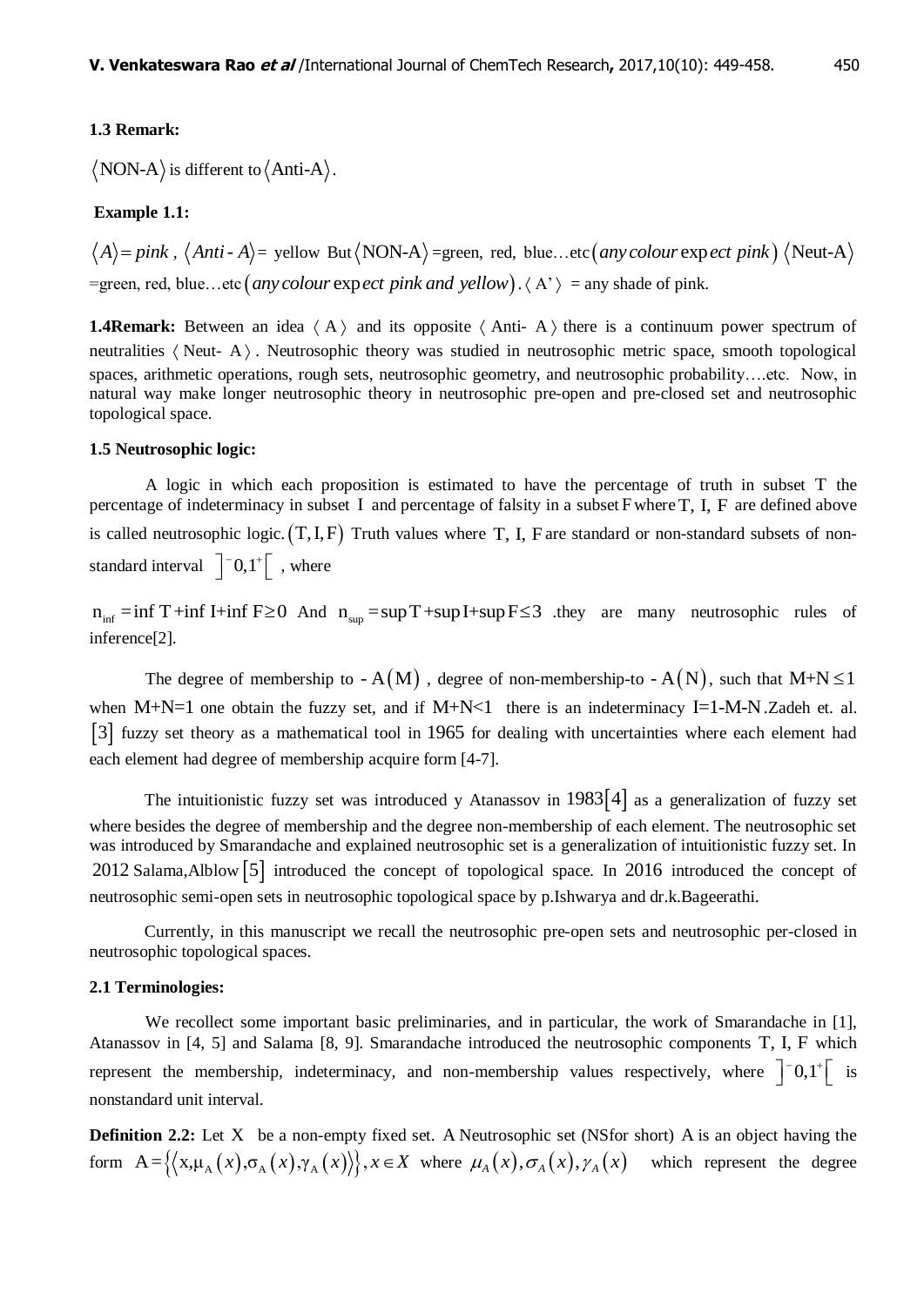**1.3 Remark:**

$\langle \text{NON-A} \rangle$ is different to $\langle \text{Anti-A} \rangle$.

**Example 1.1:**

$\langle A \rangle = pink$ , $\langle Anti\text{-}A \rangle =$ yellow But $\langle \text{NON-A} \rangle$ =green, red, blue…etc $\left( any\,colour\, \exp ect\ pink \right)$ $\langle \text{Neut-A} \rangle$ =green, red, blue…etc $\left( any\,colour\, \exp ect\ pink\ and\ yellow \right)$. $\langle$ A' $\rangle$ = any shade of pink.

**1.4Remark:** Between an idea $\langle$ A $\rangle$ and its opposite $\langle$ Anti- A $\rangle$ there is a continuum power spectrum of neutralities $\langle$ Neut- A $\rangle$. Neutrosophic theory was studied in neutrosophic metric space, smooth topological spaces, arithmetic operations, rough sets, neutrosophic geometry, and neutrosophic probability….etc. Now, in natural way make longer neutrosophic theory in neutrosophic pre-open and pre-closed set and neutrosophic topological space.

**1.5 Neutrosophic logic:**

A logic in which each proposition is estimated to have the percentage of truth in subset $\text{T}$ the percentage of indeterminacy in subset $\text{I}$ and percentage of falsity in a subset $\text{F}$ where $\text{T, I, F}$ are defined above is called neutrosophic logic. $(\text{T}, \text{I}, \text{F})$ Truth values where $\text{T, I, F}$ are standard or non-standard subsets of non-standard interval $\left] {}^{-}0, 1^{+} \right[$ , where

$\text{n}_{\inf} = \inf \text{T} + \inf \text{I} + \inf \text{F} \geq 0$ And $\text{n}_{\sup} = \sup \text{T} + \sup \text{I} + \sup \text{F} \leq 3$ .they are many neutrosophic rules of inference[2].

The degree of membership to - $\text{A}(\text{M})$ , degree of non-membership-to - $\text{A}(\text{N})$, such that $\text{M+N} \leq 1$ when $\text{M+N=1}$ one obtain the fuzzy set, and if $\text{M+N<1}$ there is an indeterminacy $\text{I=1-M-N}$ .Zadeh et. al. [3] fuzzy set theory as a mathematical tool in 1965 for dealing with uncertainties where each element had each element had degree of membership acquire form [4-7].

The intuitionistic fuzzy set was introduced y Atanassov in 1983[4] as a generalization of fuzzy set where besides the degree of membership and the degree non-membership of each element. The neutrosophic set was introduced by Smarandache and explained neutrosophic set is a generalization of intuitionistic fuzzy set. In 2012 Salama,Alblow [5] introduced the concept of topological space. In 2016 introduced the concept of neutrosophic semi-open sets in neutrosophic topological space by p.Ishwarya and dr.k.Bageerathi.

Currently, in this manuscript we recall the neutrosophic pre-open sets and neutrosophic per-closed in neutrosophic topological spaces.

**2.1 Terminologies:**

We recollect some important basic preliminaries, and in particular, the work of Smarandache in [1], Atanassov in [4, 5] and Salama [8, 9]. Smarandache introduced the neutrosophic components $\text{T, I, F}$ which represent the membership, indeterminacy, and non-membership values respectively, where $\left] {}^{-}0, 1^{+} \right[$ is nonstandard unit interval.

**Definition 2.2:** Let $\text{X}$ be a non-empty fixed set. A Neutrosophic set (NSfor short) A is an object having the form $\text{A} = \left\{ \left\langle \text{x}, \mu_{\text{A}}(x), \sigma_{\text{A}}(x), \gamma_{\text{A}}(x) \right\rangle \right\}, x \in X$ where $\mu_A(x), \sigma_A(x), \gamma_A(x)$ which represent the degree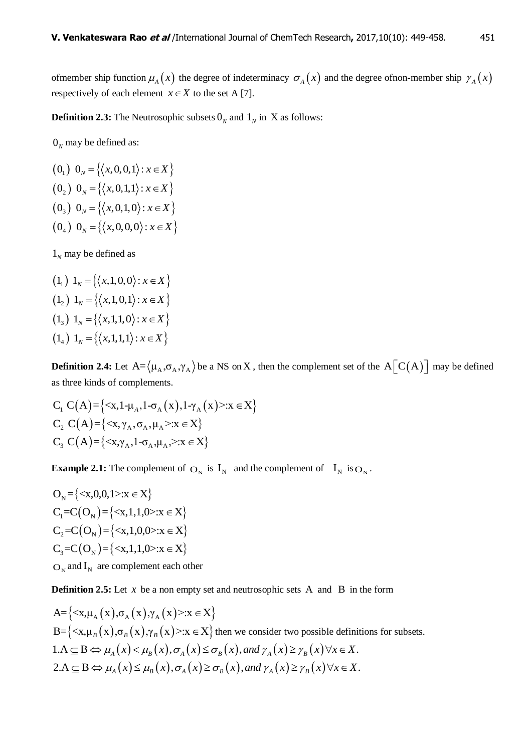ofmember ship function $\mu_A(x)$ the degree of indeterminacy $\sigma_A(x)$ and the degree ofnon-member ship $\gamma_A(x)$ respectively of each element $x \in X$ to the set A [7].

**Definition 2.3:** The Neutrosophic subsets $0_N$ and $1_N$ in X as follows:

$0_N$ may be defined as:

$(0_1)$ $0_N = \{\langle x, 0, 0, 1\rangle : x \in X\}$

$(0_2)$ $0_N = \{\langle x, 0, 1, 1\rangle : x \in X\}$

$(0_3)$ $0_N = \{\langle x, 0, 1, 0\rangle : x \in X\}$

$(0_4)$ $0_N = \{\langle x, 0, 0, 0\rangle : x \in X\}$

$1_N$ may be defined as

$(1_1)$ $1_N = \{\langle x, 1, 0, 0\rangle : x \in X\}$

$(1_2)$ $1_N = \{\langle x, 1, 0, 1\rangle : x \in X\}$

$(1_3)$ $1_N = \{\langle x, 1, 1, 0\rangle : x \in X\}$

$(1_4)$ $1_N = \{\langle x, 1, 1, 1\rangle : x \in X\}$

**Definition 2.4:** Let $A = \langle \mu_A, \sigma_A, \gamma_A \rangle$ be a NS on X, then the complement set of the $A[C(A)]$ may be defined as three kinds of complements.

$C_1$ $C(A) = \{<x, 1-\mu_A, 1-\sigma_A(x), 1-\gamma_A(x)> : x \in X\}$

$C_2$ $C(A) = \{<x, \gamma_A, \sigma_A, \mu_A> : x \in X\}$

$C_3$ $C(A) = \{<x, \gamma_A, 1-\sigma_A, \mu_A,> : x \in X\}$

**Example 2.1:** The complement of $O_N$ is $I_N$ and the complement of $I_N$ is $O_N$.

$O_N = \{<x, 0, 0, 1> : x \in X\}$

$C_1 = C(O_N) = \{<x, 1, 1, 0> : x \in X\}$

$C_2 = C(O_N) = \{<x, 1, 0, 0> : x \in X\}$

$C_3 = C(O_N) = \{<x, 1, 1, 0> : x \in X\}$

$O_N$ and $I_N$ are complement each other

**Definition 2.5:** Let $x$ be a non empty set and neutrosophic sets A and B in the form

$A = \{<x, \mu_A(x), \sigma_A(x), \gamma_A(x)> : x \in X\}$

$B = \{<x, \mu_B(x), \sigma_B(x), \gamma_B(x)> : x \in X\}$ then we consider two possible definitions for subsets.

1. $A \subseteq B \Leftrightarrow \mu_A(x) < \mu_B(x), \sigma_A(x) \le \sigma_B(x), and\ \gamma_A(x) \ge \gamma_B(x) \forall x \in X.$

2. $A \subseteq B \Leftrightarrow \mu_A(x) \le \mu_B(x), \sigma_A(x) \ge \sigma_B(x), and\ \gamma_A(x) \ge \gamma_B(x) \forall x \in X.$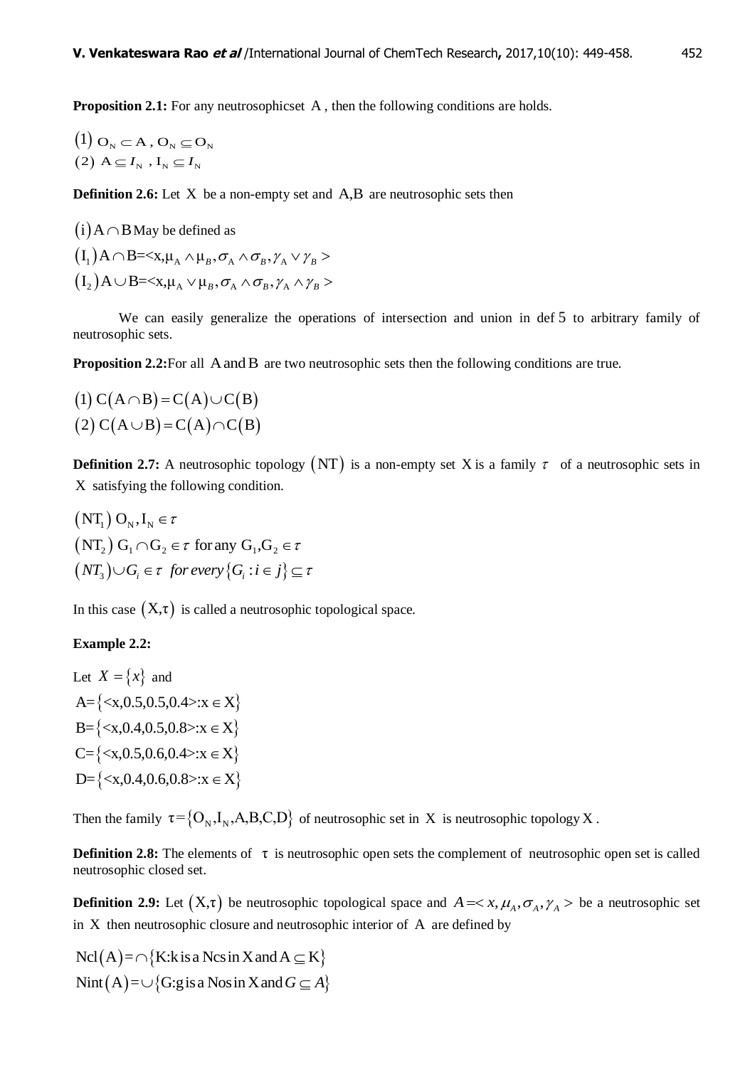**Proposition 2.1:** For any neutrosophicset $A$, then the following conditions are holds.

(1) $O_N \subset A$, $O_N \subseteq O_N$
(2) $A \subseteq I_N$, $I_N \subseteq I_N$

**Definition 2.6:** Let $X$ be a non-empty set and $A,B$ are neutrosophic sets then

$(i)\, A \cap B$ May be defined as

$(I_1)\, A \cap B = <x, \mu_A \wedge \mu_B, \sigma_A \wedge \sigma_B, \gamma_A \vee \gamma_B>$

$(I_2)\, A \cup B = <x, \mu_A \vee \mu_B, \sigma_A \wedge \sigma_B, \gamma_A \wedge \gamma_B>$

We can easily generalize the operations of intersection and union in def 5 to arbitrary family of neutrosophic sets.

**Proposition 2.2:** For all $A$ and $B$ are two neutrosophic sets then the following conditions are true.

(1) $C(A \cap B) = C(A) \cup C(B)$
(2) $C(A \cup B) = C(A) \cap C(B)$

**Definition 2.7:** A neutrosophic topology $(NT)$ is a non-empty set $X$ is a family $\tau$ of a neutrosophic sets in $X$ satisfying the following condition.

$(NT_1)$ $O_N, I_N \in \tau$

$(NT_2)$ $G_1 \cap G_2 \in \tau$ for any $G_1, G_2 \in \tau$

$(NT_3)$ $\cup G_i \in \tau$ *for every* $\{G_i : i \in j\} \subseteq \tau$

In this case $(X,\tau)$ is called a neutrosophic topological space.

**Example 2.2:**

Let $X = \{x\}$ and

$A = \{<x,0.5,0.5,0.4> : x \in X\}$

$B = \{<x,0.4,0.5,0.8> : x \in X\}$

$C = \{<x,0.5,0.6,0.4> : x \in X\}$

$D = \{<x,0.4,0.6,0.8> : x \in X\}$

Then the family $\tau = \{O_N, I_N, A, B, C, D\}$ of neutrosophic set in $X$ is neutrosophic topology $X$.

**Definition 2.8:** The elements of $\tau$ is neutrosophic open sets the complement of neutrosophic open set is called neutrosophic closed set.

**Definition 2.9:** Let $(X,\tau)$ be neutrosophic topological space and $A = <x, \mu_A, \sigma_A, \gamma_A>$ be a neutrosophic set in $X$ then neutrosophic closure and neutrosophic interior of $A$ are defined by

$Ncl(A) = \cap\{K : k \text{ is a Ncs in } X \text{ and } A \subseteq K\}$

$Nint(A) = \cup\{G : g \text{ is a Nos in } X \text{ and } G \subseteq A\}$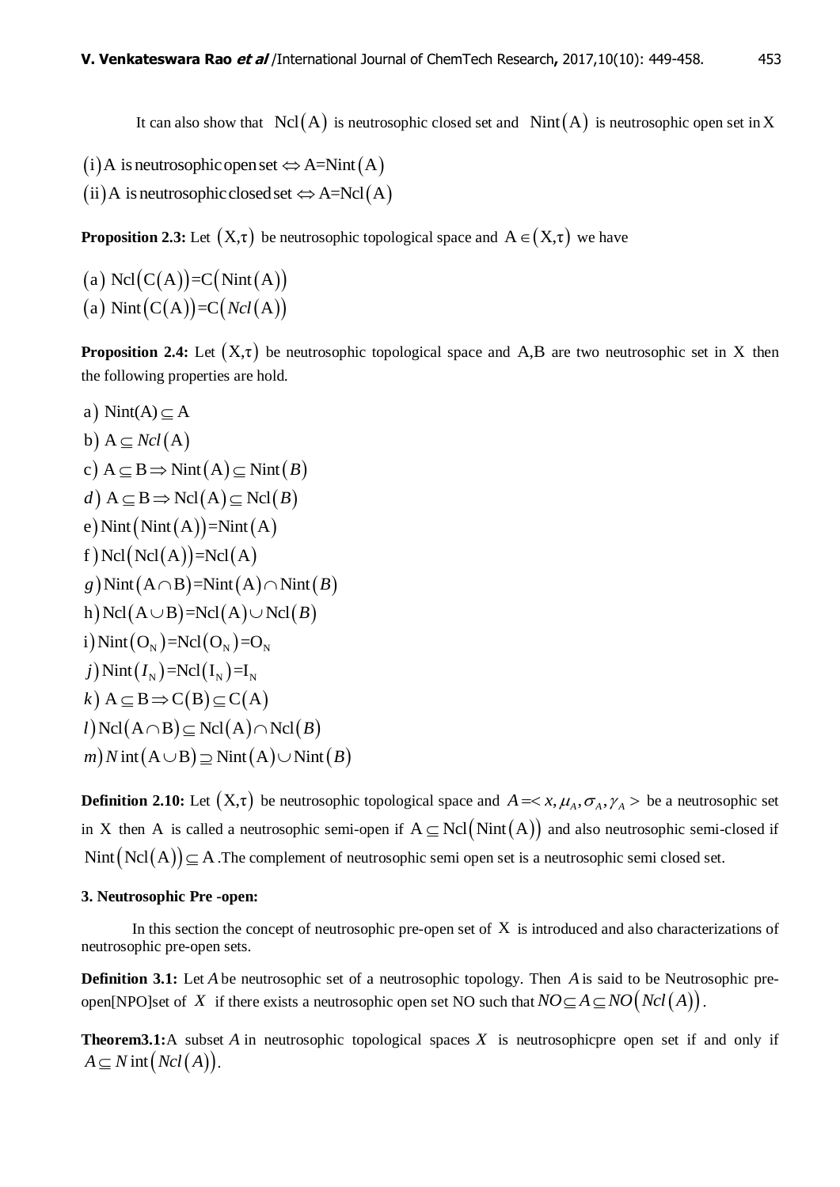It can also show that $\mathrm{Ncl}(\mathrm{A})$ is neutrosophic closed set and $\mathrm{Nint}(\mathrm{A})$ is neutrosophic open set in $\mathrm{X}$

$(\mathrm{i})$ A is neutrosophic open set $\Leftrightarrow \mathrm{A}=\mathrm{Nint}(\mathrm{A})$

$(\mathrm{ii})$ A is neutrosophic closed set $\Leftrightarrow \mathrm{A}=\mathrm{Ncl}(\mathrm{A})$

**Proposition 2.3:** Let $(\mathrm{X},\tau)$ be neutrosophic topological space and $\mathrm{A} \in (\mathrm{X},\tau)$ we have

$(\mathrm{a})$ $\mathrm{Ncl}(\mathrm{C}(\mathrm{A}))=\mathrm{C}(\mathrm{Nint}(\mathrm{A}))$

$(\mathrm{a})$ $\mathrm{Nint}(\mathrm{C}(\mathrm{A}))=\mathrm{C}(Ncl(\mathrm{A}))$

**Proposition 2.4:** Let $(\mathrm{X},\tau)$ be neutrosophic topological space and A,B are two neutrosophic set in X then the following properties are hold.

a) $\mathrm{Nint}(\mathrm{A}) \subseteq \mathrm{A}$

b) $\mathrm{A} \subseteq Ncl(\mathrm{A})$

c) $\mathrm{A} \subseteq \mathrm{B} \Rightarrow \mathrm{Nint}(\mathrm{A}) \subseteq \mathrm{Nint}(B)$

$d$) $\mathrm{A} \subseteq \mathrm{B} \Rightarrow \mathrm{Ncl}(\mathrm{A}) \subseteq \mathrm{Ncl}(B)$

e) $\mathrm{Nint}(\mathrm{Nint}(\mathrm{A}))=\mathrm{Nint}(\mathrm{A})$

f) $\mathrm{Ncl}(\mathrm{Ncl}(\mathrm{A}))=\mathrm{Ncl}(\mathrm{A})$

$g$) $\mathrm{Nint}(\mathrm{A} \cap \mathrm{B})=\mathrm{Nint}(\mathrm{A}) \cap \mathrm{Nint}(B)$

h) $\mathrm{Ncl}(\mathrm{A} \cup \mathrm{B})=\mathrm{Ncl}(\mathrm{A}) \cup \mathrm{Ncl}(B)$

i) $\mathrm{Nint}(\mathrm{O_N})=\mathrm{Ncl}(\mathrm{O_N})=\mathrm{O_N}$

$j$) $\mathrm{Nint}(I_{\mathrm{N}})=\mathrm{Ncl}(\mathrm{I_N})=\mathrm{I_N}$

$k$) $\mathrm{A} \subseteq \mathrm{B} \Rightarrow \mathrm{C}(\mathrm{B}) \subseteq \mathrm{C}(\mathrm{A})$

$l$) $\mathrm{Ncl}(\mathrm{A} \cap \mathrm{B}) \subseteq \mathrm{Ncl}(\mathrm{A}) \cap \mathrm{Ncl}(B)$

$m$) $N\,\mathrm{int}(\mathrm{A} \cup \mathrm{B}) \supseteq \mathrm{Nint}(\mathrm{A}) \cup \mathrm{Nint}(B)$

**Definition 2.10:** Let $(\mathrm{X},\tau)$ be neutrosophic topological space and $A=<x,\mu_A,\sigma_A,\gamma_A>$ be a neutrosophic set in X then A is called a neutrosophic semi-open if $\mathrm{A} \subseteq \mathrm{Ncl}(\mathrm{Nint}(\mathrm{A}))$ and also neutrosophic semi-closed if $\mathrm{Nint}(\mathrm{Ncl}(\mathrm{A})) \subseteq \mathrm{A}$ .The complement of neutrosophic semi open set is a neutrosophic semi closed set.

## 3. Neutrosophic Pre -open:

In this section the concept of neutrosophic pre-open set of $\mathrm{X}$ is introduced and also characterizations of neutrosophic pre-open sets.

**Definition 3.1:** Let $A$ be neutrosophic set of a neutrosophic topology. Then $A$ is said to be Neutrosophic pre-open[NPO]set of $X$ if there exists a neutrosophic open set NO such that $NO \subseteq A \subseteq NO(Ncl(A))$.

**Theorem3.1:**A subset $A$ in neutrosophic topological spaces $X$ is neutrosophicpre open set if and only if $A \subseteq N\,\mathrm{int}(Ncl(A))$.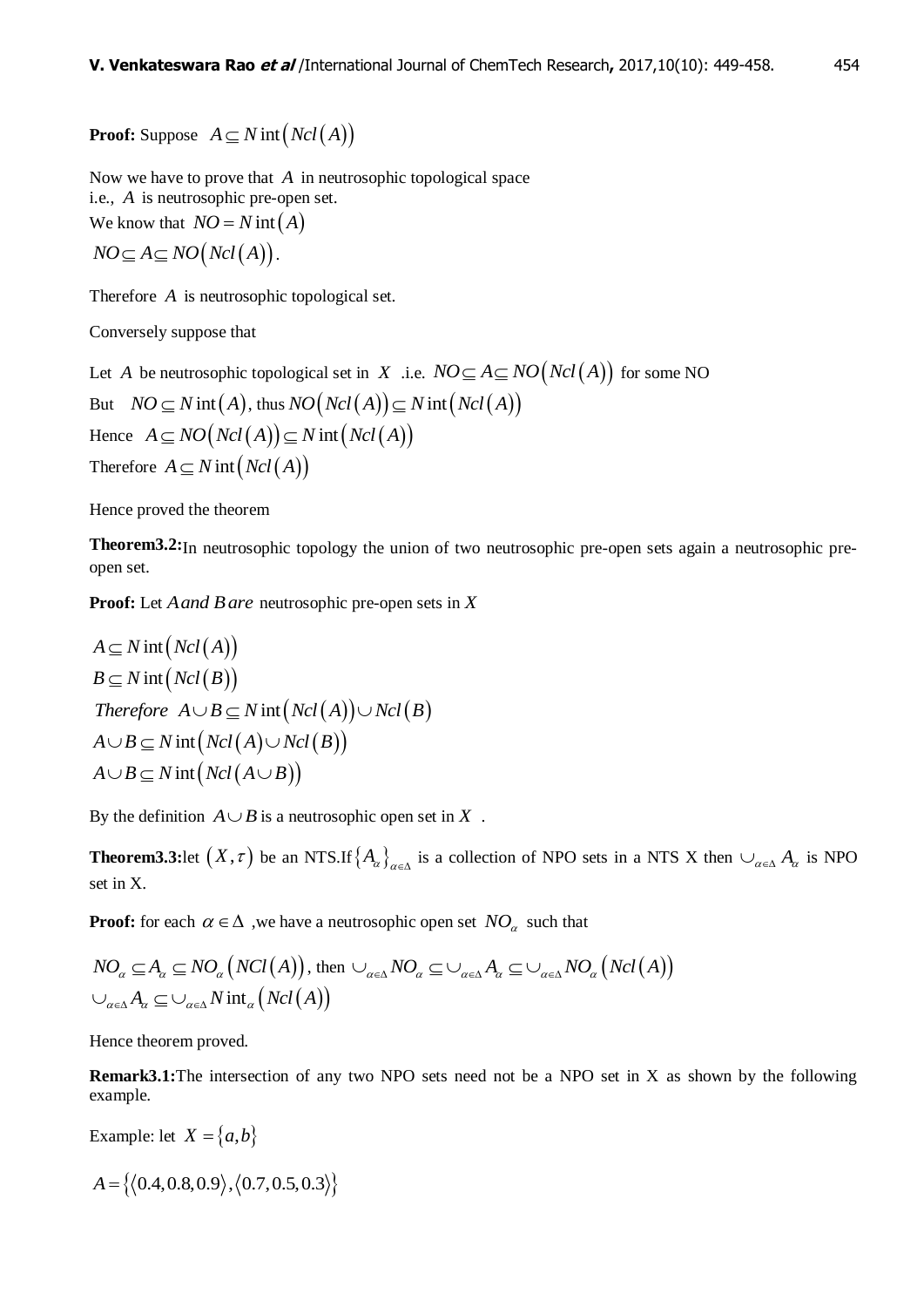**Proof:** Suppose $A \subseteq N\operatorname{int}\left(Ncl\left(A\right)\right)$

Now we have to prove that $A$ in neutrosophic topological space
i.e., $A$ is neutrosophic pre-open set.
We know that $NO = N\operatorname{int}\left(A\right)$
$NO \subseteq A \subseteq NO\left(Ncl\left(A\right)\right)$.

Therefore $A$ is neutrosophic topological set.

Conversely suppose that

Let $A$ be neutrosophic topological set in $X$ .i.e. $NO \subseteq A \subseteq NO\left(Ncl\left(A\right)\right)$ for some NO
But $NO \subseteq N\operatorname{int}\left(A\right)$, thus $NO\left(Ncl\left(A\right)\right) \subseteq N\operatorname{int}\left(Ncl\left(A\right)\right)$
Hence $A \subseteq NO\left(Ncl\left(A\right)\right) \subseteq N\operatorname{int}\left(Ncl\left(A\right)\right)$
Therefore $A \subseteq N\operatorname{int}\left(Ncl\left(A\right)\right)$

Hence proved the theorem

**Theorem3.2:** In neutrosophic topology the union of two neutrosophic pre-open sets again a neutrosophic pre-open set.

**Proof:** Let $A\,and\,B\,are$ neutrosophic pre-open sets in $X$

$$A \subseteq N\operatorname{int}\left(Ncl\left(A\right)\right)$$
$$B \subseteq N\operatorname{int}\left(Ncl\left(B\right)\right)$$
$$Therefore\;\; A \cup B \subseteq N\operatorname{int}\left(Ncl\left(A\right)\right) \cup Ncl\left(B\right)$$
$$A \cup B \subseteq N\operatorname{int}\left(Ncl\left(A\right) \cup Ncl\left(B\right)\right)$$
$$A \cup B \subseteq N\operatorname{int}\left(Ncl\left(A \cup B\right)\right)$$

By the definition $A \cup B$ is a neutrosophic open set in $X$ .

**Theorem3.3:** let $\left(X,\tau\right)$ be an NTS.If $\left\{A_{\alpha}\right\}_{\alpha\in\Delta}$ is a collection of NPO sets in a NTS X then $\cup_{\alpha\in\Delta} A_{\alpha}$ is NPO set in X.

**Proof:** for each $\alpha \in \Delta$ ,we have a neutrosophic open set $NO_{\alpha}$ such that

$NO_{\alpha} \subseteq A_{\alpha} \subseteq NO_{\alpha}\left(NCl\left(A\right)\right)$, then $\cup_{\alpha\in\Delta} NO_{\alpha} \subseteq \cup_{\alpha\in\Delta} A_{\alpha} \subseteq \cup_{\alpha\in\Delta} NO_{\alpha}\left(Ncl\left(A\right)\right)$
$\cup_{\alpha\in\Delta} A_{\alpha} \subseteq \cup_{\alpha\in\Delta} N\operatorname{int}_{\alpha}\left(Ncl\left(A\right)\right)$

Hence theorem proved.

**Remark3.1:** The intersection of any two NPO sets need not be a NPO set in X as shown by the following example.

Example: let $X = \left\{a,b\right\}$

$A = \left\{\langle 0.4, 0.8, 0.9\rangle, \langle 0.7, 0.5, 0.3\rangle\right\}$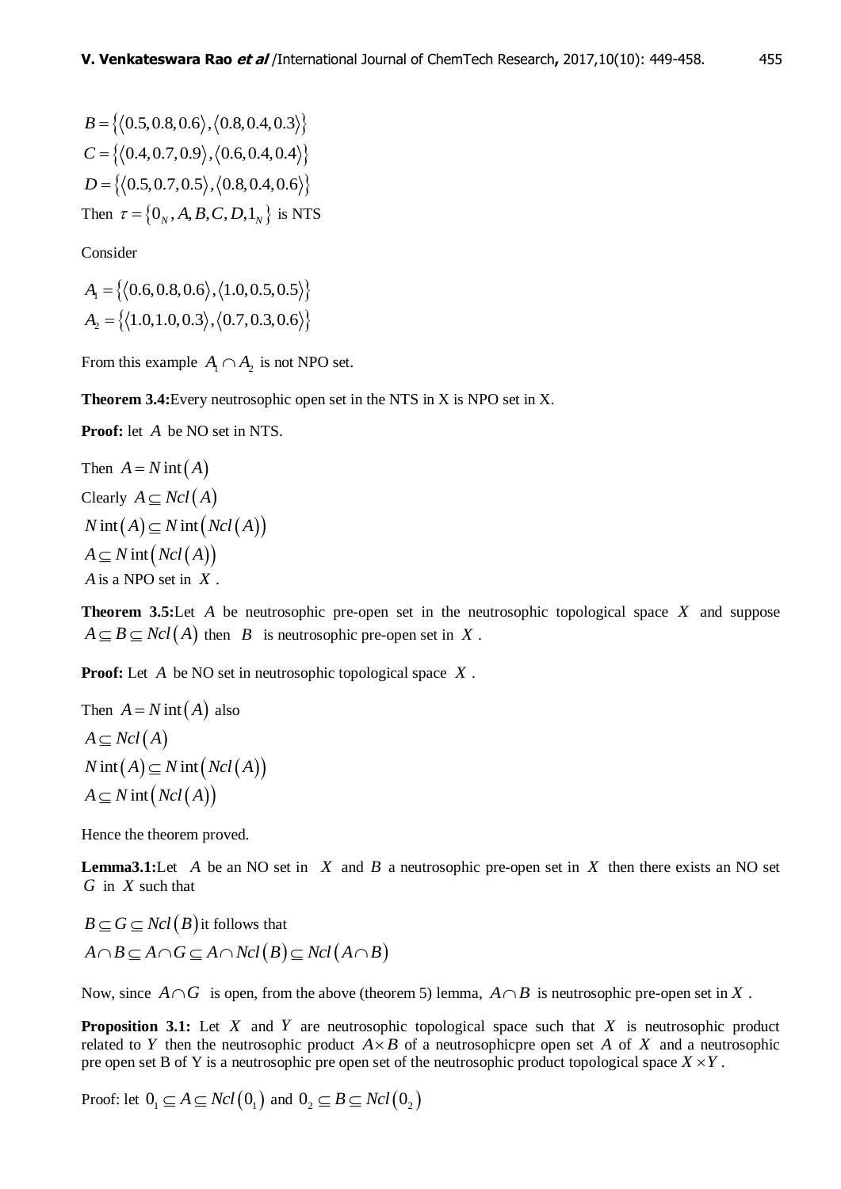$B = \{\langle 0.5, 0.8, 0.6 \rangle, \langle 0.8, 0.4, 0.3 \rangle\}$
$C = \{\langle 0.4, 0.7, 0.9 \rangle, \langle 0.6, 0.4, 0.4 \rangle\}$
$D = \{\langle 0.5, 0.7, 0.5 \rangle, \langle 0.8, 0.4, 0.6 \rangle\}$
Then $\tau = \{0_N, A, B, C, D, 1_N\}$ is NTS

Consider

$A_1 = \{\langle 0.6, 0.8, 0.6 \rangle, \langle 1.0, 0.5, 0.5 \rangle\}$
$A_2 = \{\langle 1.0, 1.0, 0.3 \rangle, \langle 0.7, 0.3, 0.6 \rangle\}$

From this example $A_1 \cap A_2$ is not NPO set.

**Theorem 3.4:** Every neutrosophic open set in the NTS in X is NPO set in X.

**Proof:** let $A$ be NO set in NTS.

Then $A = N\operatorname{int}(A)$
Clearly $A \subseteq Ncl(A)$
$N\operatorname{int}(A) \subseteq N\operatorname{int}(Ncl(A))$
$A \subseteq N\operatorname{int}(Ncl(A))$
$A$ is a NPO set in $X$.

**Theorem 3.5:** Let $A$ be neutrosophic pre-open set in the neutrosophic topological space $X$ and suppose $A \subseteq B \subseteq Ncl(A)$ then $B$ is neutrosophic pre-open set in $X$.

**Proof:** Let $A$ be NO set in neutrosophic topological space $X$.

Then $A = N\operatorname{int}(A)$ also
$A \subseteq Ncl(A)$
$N\operatorname{int}(A) \subseteq N\operatorname{int}(Ncl(A))$
$A \subseteq N\operatorname{int}(Ncl(A))$

Hence the theorem proved.

**Lemma3.1:** Let $A$ be an NO set in $X$ and $B$ a neutrosophic pre-open set in $X$ then there exists an NO set $G$ in $X$ such that

$B \subseteq G \subseteq Ncl(B)$ it follows that
$A \cap B \subseteq A \cap G \subseteq A \cap Ncl(B) \subseteq Ncl(A \cap B)$

Now, since $A \cap G$ is open, from the above (theorem 5) lemma, $A \cap B$ is neutrosophic pre-open set in $X$.

**Proposition 3.1:** Let $X$ and $Y$ are neutrosophic topological space such that $X$ is neutrosophic product related to $Y$ then the neutrosophic product $A \times B$ of a neutrosophicpre open set $A$ of $X$ and a neutrosophic pre open set B of Y is a neutrosophic pre open set of the neutrosophic product topological space $X \times Y$.

Proof: let $0_1 \subseteq A \subseteq Ncl(0_1)$ and $0_2 \subseteq B \subseteq Ncl(0_2)$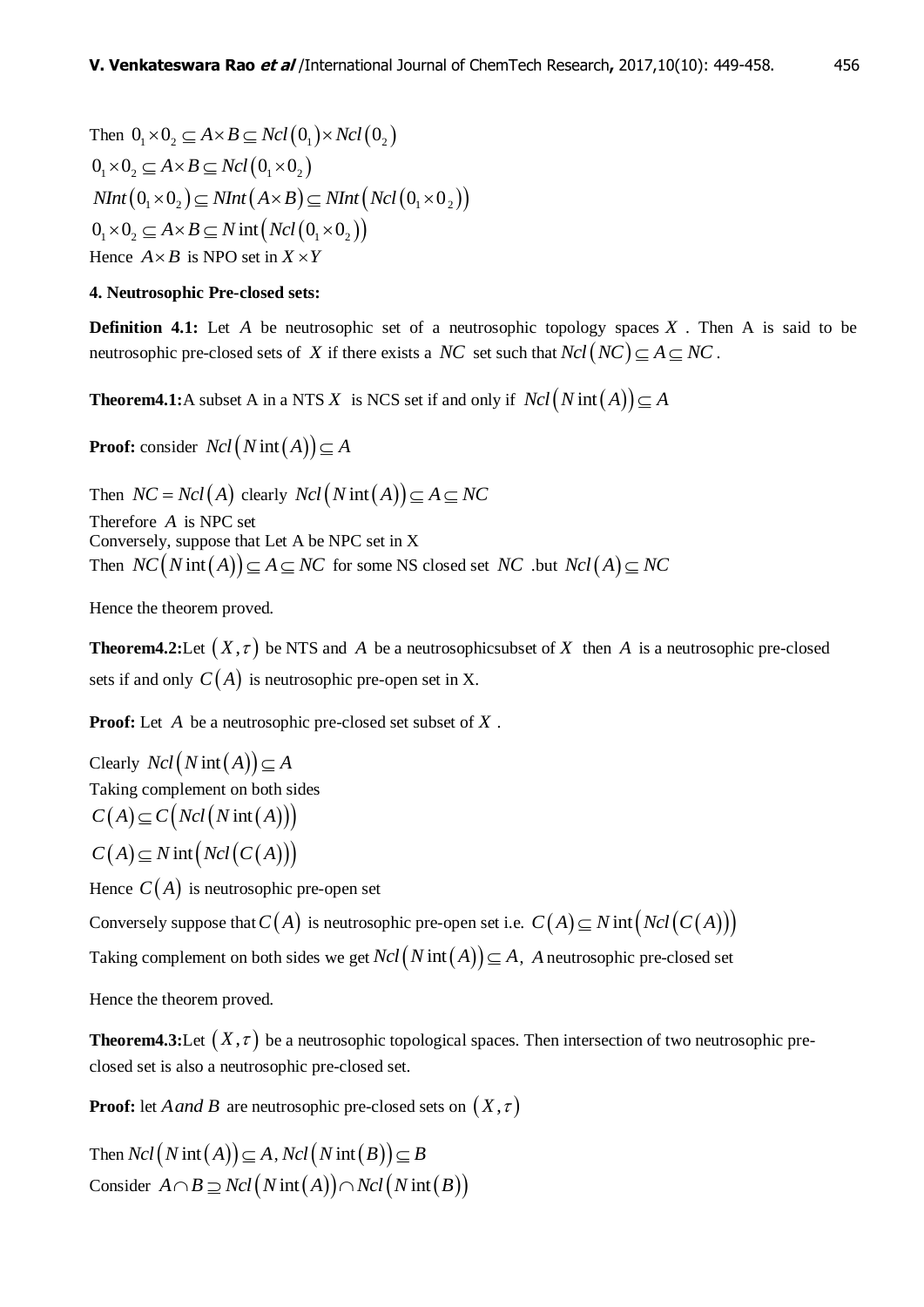Then $0_1 \times 0_2 \subseteq A \times B \subseteq Ncl(0_1) \times Ncl(0_2)$

$0_1 \times 0_2 \subseteq A \times B \subseteq Ncl(0_1 \times 0_2)$

$NInt(0_1 \times 0_2) \subseteq NInt(A \times B) \subseteq NInt(Ncl(0_1 \times 0_2))$

$0_1 \times 0_2 \subseteq A \times B \subseteq N\text{int}(Ncl(0_1 \times 0_2))$

Hence $A \times B$ is NPO set in $X \times Y$

**4. Neutrosophic Pre-closed sets:**

**Definition 4.1:** Let $A$ be neutrosophic set of a neutrosophic topology spaces $X$ . Then A is said to be neutrosophic pre-closed sets of $X$ if there exists a $NC$ set such that $Ncl(NC) \subseteq A \subseteq NC$ .

**Theorem4.1:**A subset A in a NTS $X$ is NCS set if and only if $Ncl(N\text{int}(A)) \subseteq A$

**Proof:** consider $Ncl(N\text{int}(A)) \subseteq A$

Then $NC = Ncl(A)$ clearly $Ncl(N\text{int}(A)) \subseteq A \subseteq NC$

Therefore $A$ is NPC set

Conversely, suppose that Let A be NPC set in X

Then $NC(N\text{int}(A)) \subseteq A \subseteq NC$ for some NS closed set $NC$ .but $Ncl(A) \subseteq NC$

Hence the theorem proved.

**Theorem4.2:**Let $(X,\tau)$ be NTS and $A$ be a neutrosophicsubset of $X$ then $A$ is a neutrosophic pre-closed sets if and only $C(A)$ is neutrosophic pre-open set in X.

**Proof:** Let $A$ be a neutrosophic pre-closed set subset of $X$ .

Clearly $Ncl(N\text{int}(A)) \subseteq A$

Taking complement on both sides

$C(A) \subseteq C(Ncl(N\text{int}(A)))$

$C(A) \subseteq N\text{int}(Ncl(C(A)))$

Hence $C(A)$ is neutrosophic pre-open set

Conversely suppose that $C(A)$ is neutrosophic pre-open set i.e. $C(A) \subseteq N\text{int}(Ncl(C(A)))$

Taking complement on both sides we get $Ncl(N\text{int}(A)) \subseteq A,$ $A$ neutrosophic pre-closed set

Hence the theorem proved.

**Theorem4.3:**Let $(X,\tau)$ be a neutrosophic topological spaces. Then intersection of two neutrosophic pre-closed set is also a neutrosophic pre-closed set.

**Proof:** let $A\,and\,B$ are neutrosophic pre-closed sets on $(X,\tau)$

Then $Ncl(N\text{int}(A)) \subseteq A, Ncl(N\text{int}(B)) \subseteq B$

Consider $A \cap B \supseteq Ncl(N\text{int}(A)) \cap Ncl(N\text{int}(B))$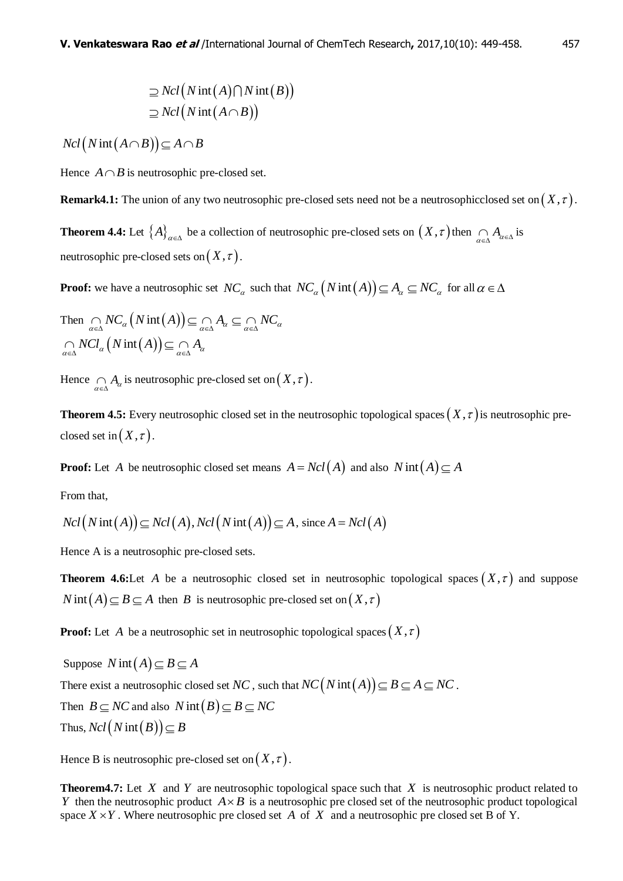$$\supseteq Ncl\left(N\operatorname{int}(A)\bigcap N\operatorname{int}(B)\right)$$
$$\supseteq Ncl\left(N\operatorname{int}(A\cap B)\right)$$

$Ncl\left(N\operatorname{int}(A\cap B)\right)\subseteq A\cap B$

Hence $A\cap B$ is neutrosophic pre-closed set.

**Remark4.1:** The union of any two neutrosophic pre-closed sets need not be a neutrosophicclosed set on $(X,\tau)$.

**Theorem 4.4:** Let $\{A\}_{\alpha\in\Delta}$ be a collection of neutrosophic pre-closed sets on $(X,\tau)$ then $\underset{\alpha\in\Delta}{\cap} A_{\alpha\in\Delta}$ is neutrosophic pre-closed sets on $(X,\tau)$.

**Proof:** we have a neutrosophic set $NC_\alpha$ such that $NC_\alpha\left(N\operatorname{int}(A)\right)\subseteq A_\alpha\subseteq NC_\alpha$ for all $\alpha\in\Delta$

Then $\underset{\alpha\in\Delta}{\cap} NC_\alpha\left(N\operatorname{int}(A)\right)\subseteq \underset{\alpha\in\Delta}{\cap} A_\alpha\subseteq \underset{\alpha\in\Delta}{\cap} NC_\alpha$

$\underset{\alpha\in\Delta}{\cap} NCl_\alpha\left(N\operatorname{int}(A)\right)\subseteq \underset{\alpha\in\Delta}{\cap} A_\alpha$

Hence $\underset{\alpha\in\Delta}{\cap} A_\alpha$ is neutrosophic pre-closed set on $(X,\tau)$.

**Theorem 4.5:** Every neutrosophic closed set in the neutrosophic topological spaces $(X,\tau)$ is neutrosophic pre-closed set in $(X,\tau)$.

**Proof:** Let $A$ be neutrosophic closed set means $A=Ncl(A)$ and also $N\operatorname{int}(A)\subseteq A$

From that,

$Ncl\left(N\operatorname{int}(A)\right)\subseteq Ncl(A), Ncl\left(N\operatorname{int}(A)\right)\subseteq A,$ since $A=Ncl(A)$

Hence A is a neutrosophic pre-closed sets.

**Theorem 4.6:** Let $A$ be a neutrosophic closed set in neutrosophic topological spaces $(X,\tau)$ and suppose $N\operatorname{int}(A)\subseteq B\subseteq A$ then $B$ is neutrosophic pre-closed set on $(X,\tau)$

**Proof:** Let $A$ be a neutrosophic set in neutrosophic topological spaces $(X,\tau)$

Suppose $N\operatorname{int}(A)\subseteq B\subseteq A$

There exist a neutrosophic closed set $NC$, such that $NC\left(N\operatorname{int}(A)\right)\subseteq B\subseteq A\subseteq NC$.

Then $B\subseteq NC$ and also $N\operatorname{int}(B)\subseteq B\subseteq NC$

Thus, $Ncl\left(N\operatorname{int}(B)\right)\subseteq B$

Hence B is neutrosophic pre-closed set on $(X,\tau)$.

**Theorem4.7:** Let $X$ and $Y$ are neutrosophic topological space such that $X$ is neutrosophic product related to $Y$ then the neutrosophic product $A\times B$ is a neutrosophic pre closed set of the neutrosophic product topological space $X\times Y$. Where neutrosophic pre closed set $A$ of $X$ and a neutrosophic pre closed set B of Y.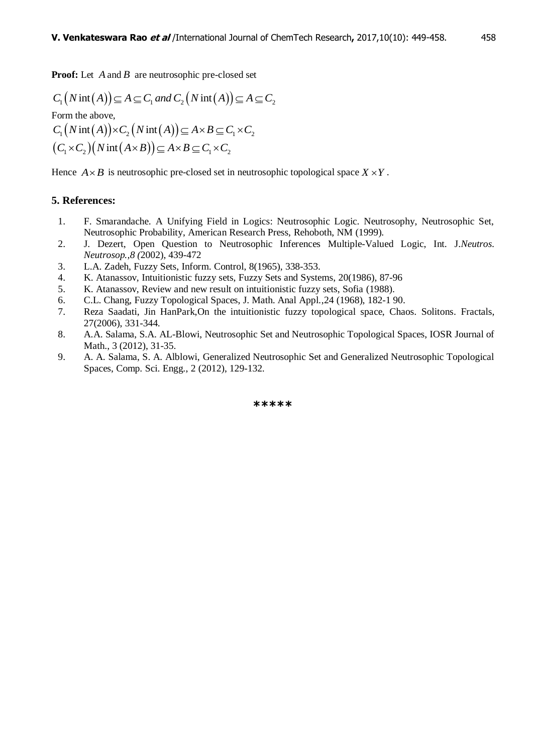**Proof:** Let $A$ and $B$ are neutrosophic pre-closed set

$$C_1\left(N\,\text{int}\left(A\right)\right) \subseteq A \subseteq C_1 \; and \; C_2\left(N\,\text{int}\left(A\right)\right) \subseteq A \subseteq C_2$$

Form the above,

$$C_1\left(N\,\text{int}\left(A\right)\right) \times C_2\left(N\,\text{int}\left(A\right)\right) \subseteq A \times B \subseteq C_1 \times C_2$$

$$\left(C_1 \times C_2\right)\left(N\,\text{int}\left(A \times B\right)\right) \subseteq A \times B \subseteq C_1 \times C_2$$

Hence $A \times B$ is neutrosophic pre-closed set in neutrosophic topological space $X \times Y$.

## 5. References:

1. F. Smarandache. A Unifying Field in Logics: Neutrosophic Logic. Neutrosophy, Neutrosophic Set, Neutrosophic Probability, American Research Press, Rehoboth, NM (1999).
2. J. Dezert, Open Question to Neutrosophic Inferences Multiple-Valued Logic, Int. J.*Neutros. Neutrosop.,8 (*2002), 439-472
3. L.A. Zadeh, Fuzzy Sets, Inform. Control, 8(1965), 338-353.
4. K. Atanassov, Intuitionistic fuzzy sets, Fuzzy Sets and Systems, 20(1986), 87-96
5. K. Atanassov, Review and new result on intuitionistic fuzzy sets, Sofia (1988).
6. C.L. Chang, Fuzzy Topological Spaces, J. Math. Anal Appl.,24 (1968), 182-1 90.
7. Reza Saadati, Jin HanPark,On the intuitionistic fuzzy topological space, Chaos. Solitons. Fractals, 27(2006), 331-344.
8. A.A. Salama, S.A. AL-Blowi, Neutrosophic Set and Neutrosophic Topological Spaces, IOSR Journal of Math., 3 (2012), 31-35.
9. A. A. Salama, S. A. Alblowi, Generalized Neutrosophic Set and Generalized Neutrosophic Topological Spaces, Comp. Sci. Engg., 2 (2012), 129-132.

*****